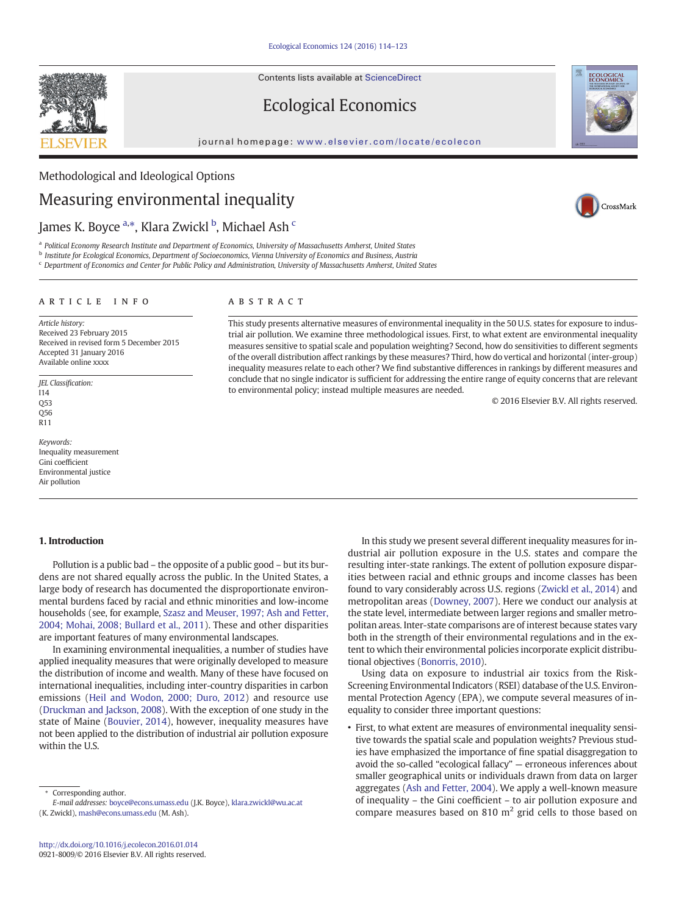Methodological and Ideological Options

# Measuring environmental inequality

James K. Boyce [a,*], Klara Zwickl [b], Michael Ash [c]

[a] Political Economy Research Institute and Department of Economics, University of Massachusetts Amherst, United States
[b] Institute for Ecological Economics, Department of Socioeconomics, Vienna University of Economics and Business, Austria
[c] Department of Economics and Center for Public Policy and Administration, University of Massachusetts Amherst, United States

**ARTICLE INFO**

*Article history:*
Received 23 February 2015
Received in revised form 5 December 2015
Accepted 31 January 2016
Available online xxxx

*JEL Classification:*
I14
Q53
Q56
R11

*Keywords:*
Inequality measurement
Gini coefficient
Environmental justice
Air pollution

**ABSTRACT**

This study presents alternative measures of environmental inequality in the 50 U.S. states for exposure to industrial air pollution. We examine three methodological issues. First, to what extent are environmental inequality measures sensitive to spatial scale and population weighting? Second, how do sensitivities to different segments of the overall distribution affect rankings by these measures? Third, how do vertical and horizontal (inter-group) inequality measures relate to each other? We find substantive differences in rankings by different measures and conclude that no single indicator is sufficient for addressing the entire range of equity concerns that are relevant to environmental policy; instead multiple measures are needed.

© 2016 Elsevier B.V. All rights reserved.

## 1. Introduction

Pollution is a public bad – the opposite of a public good – but its burdens are not shared equally across the public. In the United States, a large body of research has documented the disproportionate environmental burdens faced by racial and ethnic minorities and low-income households (see, for example, Szasz and Meuser, 1997; Ash and Fetter, 2004; Mohai, 2008; Bullard et al., 2011). These and other disparities are important features of many environmental landscapes.

In examining environmental inequalities, a number of studies have applied inequality measures that were originally developed to measure the distribution of income and wealth. Many of these have focused on international inequalities, including inter-country disparities in carbon emissions (Heil and Wodon, 2000; Duro, 2012) and resource use (Druckman and Jackson, 2008). With the exception of one study in the state of Maine (Bouvier, 2014), however, inequality measures have not been applied to the distribution of industrial air pollution exposure within the U.S.

In this study we present several different inequality measures for industrial air pollution exposure in the U.S. states and compare the resulting inter-state rankings. The extent of pollution exposure disparities between racial and ethnic groups and income classes has been found to vary considerably across U.S. regions (Zwickl et al., 2014) and metropolitan areas (Downey, 2007). Here we conduct our analysis at the state level, intermediate between larger regions and smaller metropolitan areas. Inter-state comparisons are of interest because states vary both in the strength of their environmental regulations and in the extent to which their environmental policies incorporate explicit distributional objectives (Bonorris, 2010).

Using data on exposure to industrial air toxics from the Risk-Screening Environmental Indicators (RSEI) database of the U.S. Environmental Protection Agency (EPA), we compute several measures of inequality to consider three important questions:

- First, to what extent are measures of environmental inequality sensitive towards the spatial scale and population weights? Previous studies have emphasized the importance of fine spatial disaggregation to avoid the so-called "ecological fallacy" — erroneous inferences about smaller geographical units or individuals drawn from data on larger aggregates (Ash and Fetter, 2004). We apply a well-known measure of inequality – the Gini coefficient – to air pollution exposure and compare measures based on 810 $m^2$ grid cells to those based on

* Corresponding author.
*E-mail addresses:* boyce@econs.umass.edu (J.K. Boyce), klara.zwickl@wu.ac.at (K. Zwickl), mash@econs.umass.edu (M. Ash).

http://dx.doi.org/10.1016/j.ecolecon.2016.01.014
0921-8009/© 2016 Elsevier B.V. All rights reserved.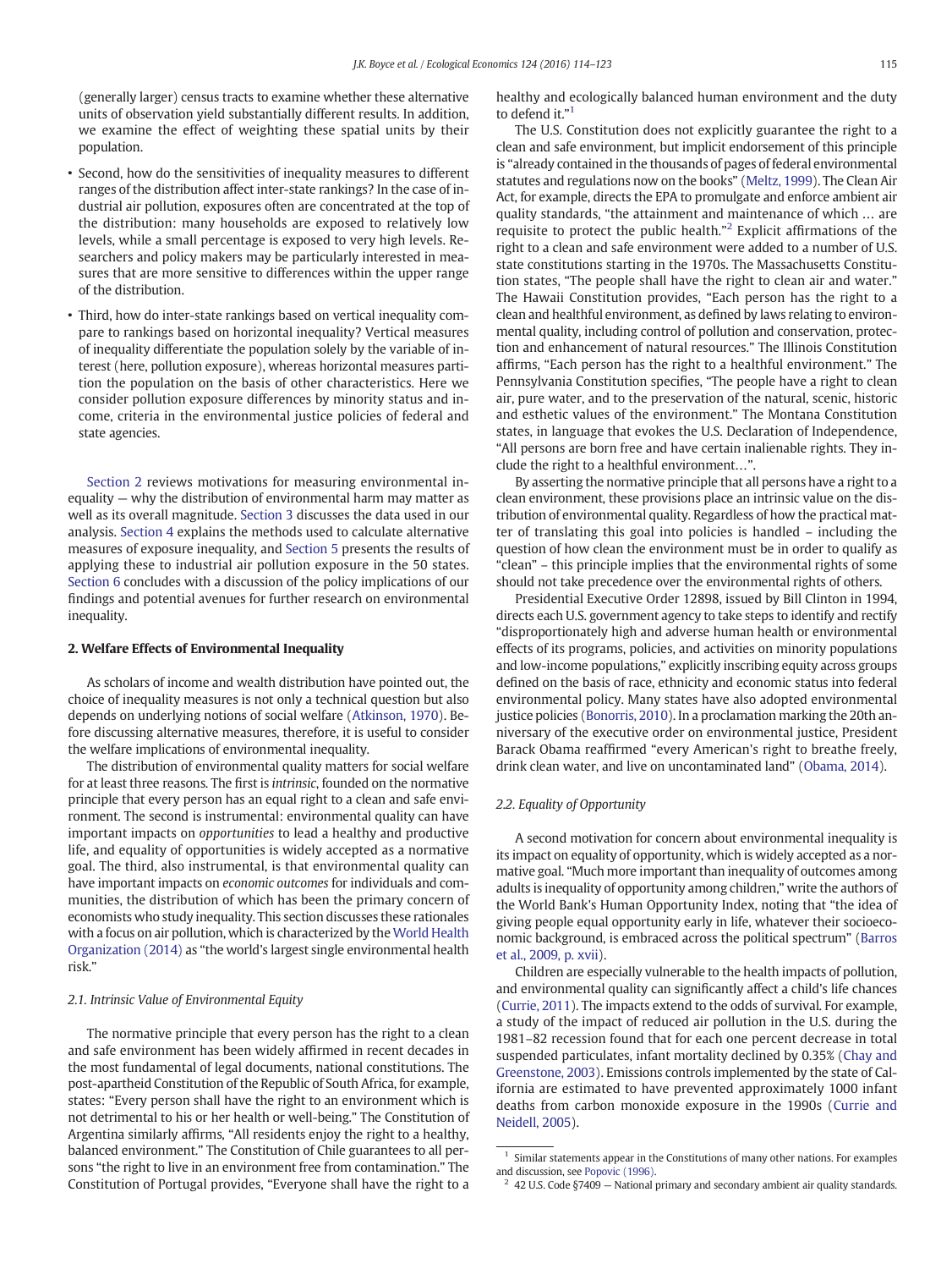(generally larger) census tracts to examine whether these alternative units of observation yield substantially different results. In addition, we examine the effect of weighting these spatial units by their population.

- Second, how do the sensitivities of inequality measures to different ranges of the distribution affect inter-state rankings? In the case of industrial air pollution, exposures often are concentrated at the top of the distribution: many households are exposed to relatively low levels, while a small percentage is exposed to very high levels. Researchers and policy makers may be particularly interested in measures that are more sensitive to differences within the upper range of the distribution.
- Third, how do inter-state rankings based on vertical inequality compare to rankings based on horizontal inequality? Vertical measures of inequality differentiate the population solely by the variable of interest (here, pollution exposure), whereas horizontal measures partition the population on the basis of other characteristics. Here we consider pollution exposure differences by minority status and income, criteria in the environmental justice policies of federal and state agencies.

Section 2 reviews motivations for measuring environmental inequality — why the distribution of environmental harm may matter as well as its overall magnitude. Section 3 discusses the data used in our analysis. Section 4 explains the methods used to calculate alternative measures of exposure inequality, and Section 5 presents the results of applying these to industrial air pollution exposure in the 50 states. Section 6 concludes with a discussion of the policy implications of our findings and potential avenues for further research on environmental inequality.

## 2. Welfare Effects of Environmental Inequality

As scholars of income and wealth distribution have pointed out, the choice of inequality measures is not only a technical question but also depends on underlying notions of social welfare (Atkinson, 1970). Before discussing alternative measures, therefore, it is useful to consider the welfare implications of environmental inequality.

The distribution of environmental quality matters for social welfare for at least three reasons. The first is *intrinsic*, founded on the normative principle that every person has an equal right to a clean and safe environment. The second is instrumental: environmental quality can have important impacts on *opportunities* to lead a healthy and productive life, and equality of opportunities is widely accepted as a normative goal. The third, also instrumental, is that environmental quality can have important impacts on *economic outcomes* for individuals and communities, the distribution of which has been the primary concern of economists who study inequality. This section discusses these rationales with a focus on air pollution, which is characterized by the World Health Organization (2014) as "the world's largest single environmental health risk."

### 2.1. Intrinsic Value of Environmental Equity

The normative principle that every person has the right to a clean and safe environment has been widely affirmed in recent decades in the most fundamental of legal documents, national constitutions. The post-apartheid Constitution of the Republic of South Africa, for example, states: "Every person shall have the right to an environment which is not detrimental to his or her health or well-being." The Constitution of Argentina similarly affirms, "All residents enjoy the right to a healthy, balanced environment." The Constitution of Chile guarantees to all persons "the right to live in an environment free from contamination." The Constitution of Portugal provides, "Everyone shall have the right to a healthy and ecologically balanced human environment and the duty to defend it."[1]

The U.S. Constitution does not explicitly guarantee the right to a clean and safe environment, but implicit endorsement of this principle is "already contained in the thousands of pages of federal environmental statutes and regulations now on the books" (Meltz, 1999). The Clean Air Act, for example, directs the EPA to promulgate and enforce ambient air quality standards, "the attainment and maintenance of which … are requisite to protect the public health."[2] Explicit affirmations of the right to a clean and safe environment were added to a number of U.S. state constitutions starting in the 1970s. The Massachusetts Constitution states, "The people shall have the right to clean air and water." The Hawaii Constitution provides, "Each person has the right to a clean and healthful environment, as defined by laws relating to environmental quality, including control of pollution and conservation, protection and enhancement of natural resources." The Illinois Constitution affirms, "Each person has the right to a healthful environment." The Pennsylvania Constitution specifies, "The people have a right to clean air, pure water, and to the preservation of the natural, scenic, historic and esthetic values of the environment." The Montana Constitution states, in language that evokes the U.S. Declaration of Independence, "All persons are born free and have certain inalienable rights. They include the right to a healthful environment…".

By asserting the normative principle that all persons have a right to a clean environment, these provisions place an intrinsic value on the distribution of environmental quality. Regardless of how the practical matter of translating this goal into policies is handled – including the question of how clean the environment must be in order to qualify as "clean" – this principle implies that the environmental rights of some should not take precedence over the environmental rights of others.

Presidential Executive Order 12898, issued by Bill Clinton in 1994, directs each U.S. government agency to take steps to identify and rectify "disproportionately high and adverse human health or environmental effects of its programs, policies, and activities on minority populations and low-income populations," explicitly inscribing equity across groups defined on the basis of race, ethnicity and economic status into federal environmental policy. Many states have also adopted environmental justice policies (Bonorris, 2010). In a proclamation marking the 20th anniversary of the executive order on environmental justice, President Barack Obama reaffirmed "every American's right to breathe freely, drink clean water, and live on uncontaminated land" (Obama, 2014).

### 2.2. Equality of Opportunity

A second motivation for concern about environmental inequality is its impact on equality of opportunity, which is widely accepted as a normative goal. "Much more important than inequality of outcomes among adults is inequality of opportunity among children," write the authors of the World Bank's Human Opportunity Index, noting that "the idea of giving people equal opportunity early in life, whatever their socioeconomic background, is embraced across the political spectrum" (Barros et al., 2009, p. xvii).

Children are especially vulnerable to the health impacts of pollution, and environmental quality can significantly affect a child's life chances (Currie, 2011). The impacts extend to the odds of survival. For example, a study of the impact of reduced air pollution in the U.S. during the 1981–82 recession found that for each one percent decrease in total suspended particulates, infant mortality declined by 0.35% (Chay and Greenstone, 2003). Emissions controls implemented by the state of California are estimated to have prevented approximately 1000 infant deaths from carbon monoxide exposure in the 1990s (Currie and Neidell, 2005).

[1] Similar statements appear in the Constitutions of many other nations. For examples and discussion, see Popovic (1996).

[2] 42 U.S. Code §7409 — National primary and secondary ambient air quality standards.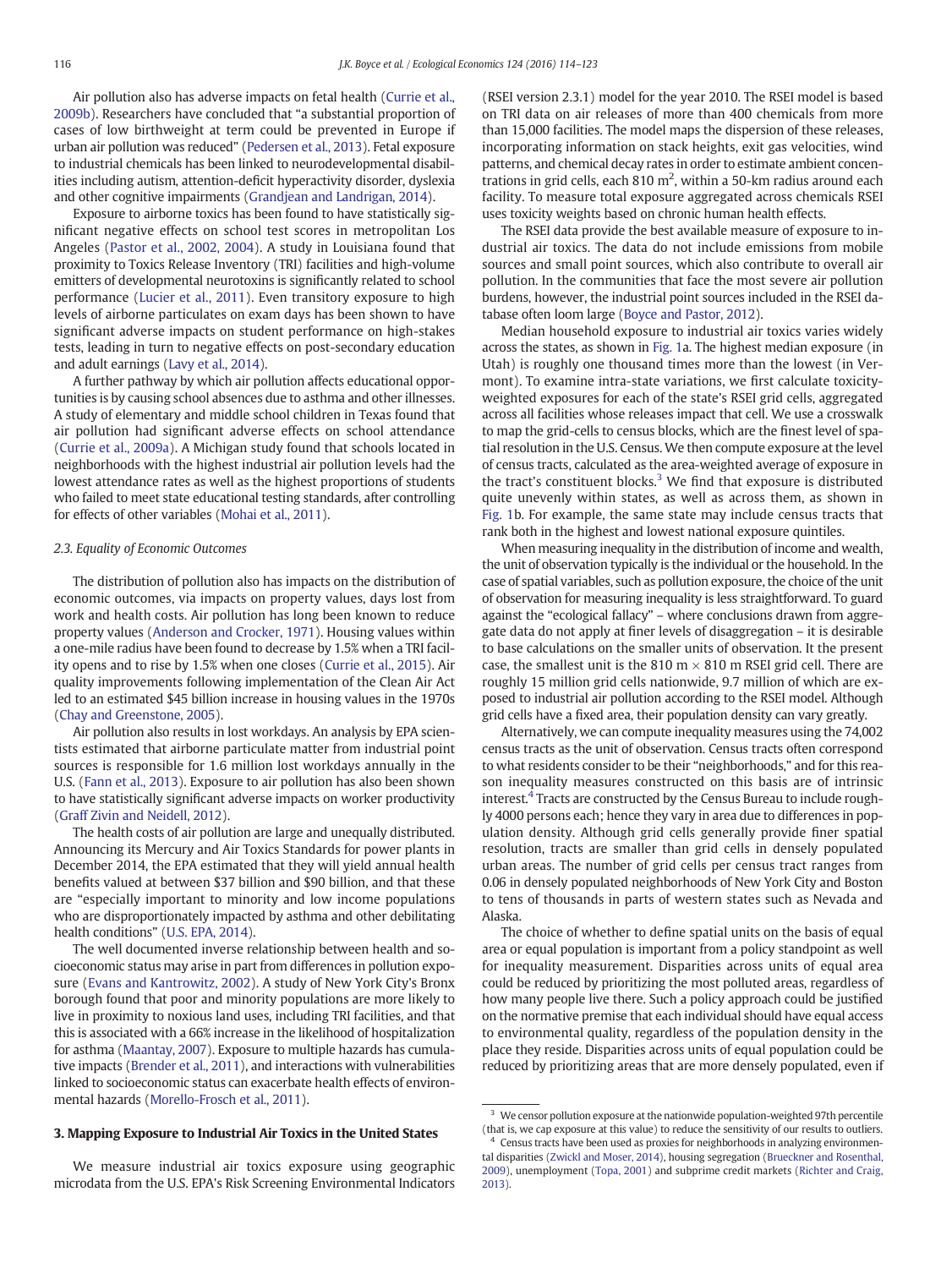Air pollution also has adverse impacts on fetal health (Currie et al., 2009b). Researchers have concluded that "a substantial proportion of cases of low birthweight at term could be prevented in Europe if urban air pollution was reduced" (Pedersen et al., 2013). Fetal exposure to industrial chemicals has been linked to neurodevelopmental disabilities including autism, attention-deficit hyperactivity disorder, dyslexia and other cognitive impairments (Grandjean and Landrigan, 2014).

Exposure to airborne toxics has been found to have statistically significant negative effects on school test scores in metropolitan Los Angeles (Pastor et al., 2002, 2004). A study in Louisiana found that proximity to Toxics Release Inventory (TRI) facilities and high-volume emitters of developmental neurotoxins is significantly related to school performance (Lucier et al., 2011). Even transitory exposure to high levels of airborne particulates on exam days has been shown to have significant adverse impacts on student performance on high-stakes tests, leading in turn to negative effects on post-secondary education and adult earnings (Lavy et al., 2014).

A further pathway by which air pollution affects educational opportunities is by causing school absences due to asthma and other illnesses. A study of elementary and middle school children in Texas found that air pollution had significant adverse effects on school attendance (Currie et al., 2009a). A Michigan study found that schools located in neighborhoods with the highest industrial air pollution levels had the lowest attendance rates as well as the highest proportions of students who failed to meet state educational testing standards, after controlling for effects of other variables (Mohai et al., 2011).

### 2.3. Equality of Economic Outcomes

The distribution of pollution also has impacts on the distribution of economic outcomes, via impacts on property values, days lost from work and health costs. Air pollution has long been known to reduce property values (Anderson and Crocker, 1971). Housing values within a one-mile radius have been found to decrease by 1.5% when a TRI facility opens and to rise by 1.5% when one closes (Currie et al., 2015). Air quality improvements following implementation of the Clean Air Act led to an estimated $45 billion increase in housing values in the 1970s (Chay and Greenstone, 2005).

Air pollution also results in lost workdays. An analysis by EPA scientists estimated that airborne particulate matter from industrial point sources is responsible for 1.6 million lost workdays annually in the U.S. (Fann et al., 2013). Exposure to air pollution has also been shown to have statistically significant adverse impacts on worker productivity (Graff Zivin and Neidell, 2012).

The health costs of air pollution are large and unequally distributed. Announcing its Mercury and Air Toxics Standards for power plants in December 2014, the EPA estimated that they will yield annual health benefits valued at between $37 billion and $90 billion, and that these are "especially important to minority and low income populations who are disproportionately impacted by asthma and other debilitating health conditions" (U.S. EPA, 2014).

The well documented inverse relationship between health and socioeconomic status may arise in part from differences in pollution exposure (Evans and Kantrowitz, 2002). A study of New York City's Bronx borough found that poor and minority populations are more likely to live in proximity to noxious land uses, including TRI facilities, and that this is associated with a 66% increase in the likelihood of hospitalization for asthma (Maantay, 2007). Exposure to multiple hazards has cumulative impacts (Brender et al., 2011), and interactions with vulnerabilities linked to socioeconomic status can exacerbate health effects of environmental hazards (Morello-Frosch et al., 2011).

## 3. Mapping Exposure to Industrial Air Toxics in the United States

We measure industrial air toxics exposure using geographic microdata from the U.S. EPA's Risk Screening Environmental Indicators (RSEI version 2.3.1) model for the year 2010. The RSEI model is based on TRI data on air releases of more than 400 chemicals from more than 15,000 facilities. The model maps the dispersion of these releases, incorporating information on stack heights, exit gas velocities, wind patterns, and chemical decay rates in order to estimate ambient concentrations in grid cells, each 810 $m^2$, within a 50-km radius around each facility. To measure total exposure aggregated across chemicals RSEI uses toxicity weights based on chronic human health effects.

The RSEI data provide the best available measure of exposure to industrial air toxics. The data do not include emissions from mobile sources and small point sources, which also contribute to overall air pollution. In the communities that face the most severe air pollution burdens, however, the industrial point sources included in the RSEI database often loom large (Boyce and Pastor, 2012).

Median household exposure to industrial air toxics varies widely across the states, as shown in Fig. 1a. The highest median exposure (in Utah) is roughly one thousand times more than the lowest (in Vermont). To examine intra-state variations, we first calculate toxicity-weighted exposures for each of the state's RSEI grid cells, aggregated across all facilities whose releases impact that cell. We use a crosswalk to map the grid-cells to census blocks, which are the finest level of spatial resolution in the U.S. Census. We then compute exposure at the level of census tracts, calculated as the area-weighted average of exposure in the tract's constituent blocks.[3] We find that exposure is distributed quite unevenly within states, as well as across them, as shown in Fig. 1b. For example, the same state may include census tracts that rank both in the highest and lowest national exposure quintiles.

When measuring inequality in the distribution of income and wealth, the unit of observation typically is the individual or the household. In the case of spatial variables, such as pollution exposure, the choice of the unit of observation for measuring inequality is less straightforward. To guard against the "ecological fallacy" – where conclusions drawn from aggregate data do not apply at finer levels of disaggregation – it is desirable to base calculations on the smaller units of observation. In the present case, the smallest unit is the 810 m × 810 m RSEI grid cell. There are roughly 15 million grid cells nationwide, 9.7 million of which are exposed to industrial air pollution according to the RSEI model. Although grid cells have a fixed area, their population density can vary greatly.

Alternatively, we can compute inequality measures using the 74,002 census tracts as the unit of observation. Census tracts often correspond to what residents consider to be their "neighborhoods," and for this reason inequality measures constructed on this basis are of intrinsic interest.[4] Tracts are constructed by the Census Bureau to include roughly 4000 persons each; hence they vary in area due to differences in population density. Although grid cells generally provide finer spatial resolution, tracts are smaller than grid cells in densely populated urban areas. The number of grid cells per census tract ranges from 0.06 in densely populated neighborhoods of New York City and Boston to tens of thousands in parts of western states such as Nevada and Alaska.

The choice of whether to define spatial units on the basis of equal area or equal population is important from a policy standpoint as well for inequality measurement. Disparities across units of equal area could be reduced by prioritizing the most polluted areas, regardless of how many people live there. Such a policy approach could be justified on the normative premise that each individual should have equal access to environmental quality, regardless of the population density in the place they reside. Disparities across units of equal population could be reduced by prioritizing areas that are more densely populated, even if

[3] We censor pollution exposure at the nationwide population-weighted 97th percentile (that is, we cap exposure at this value) to reduce the sensitivity of our results to outliers.

[4] Census tracts have been used as proxies for neighborhoods in analyzing environmental disparities (Zwickl and Moser, 2014), housing segregation (Brueckner and Rosenthal, 2009), unemployment (Topa, 2001) and subprime credit markets (Richter and Craig, 2013).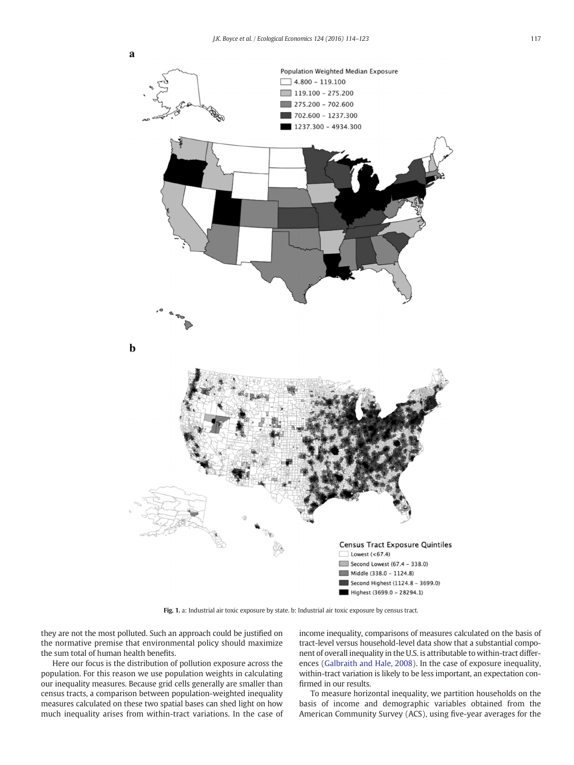**a**

Population Weighted Median Exposure

- 4.800 - 119.100
- 119.100 - 275.200
- 275.200 - 702.600
- 702.600 - 1237.300
- 1237.300 - 4934.300

**b**

Census Tract Exposure Quintiles

- Lowest (<67.4)
- Second Lowest (67.4 - 338.0)
- Middle (338.0 - 1124.8)
- Second Highest (1124.8 - 3699.0)
- Highest (3699.0 - 28294.1)

**Fig. 1.** a: Industrial air toxic exposure by state. b: Industrial air toxic exposure by census tract.

they are not the most polluted. Such an approach could be justified on the normative premise that environmental policy should maximize the sum total of human health benefits.

Here our focus is the distribution of pollution exposure across the population. For this reason we use population weights in calculating our inequality measures. Because grid cells generally are smaller than census tracts, a comparison between population-weighted inequality measures calculated on these two spatial bases can shed light on how much inequality arises from within-tract variations. In the case of income inequality, comparisons of measures calculated on the basis of tract-level versus household-level data show that a substantial component of overall inequality in the U.S. is attributable to within-tract differences (Galbraith and Hale, 2008). In the case of exposure inequality, within-tract variation is likely to be less important, an expectation confirmed in our results.

To measure horizontal inequality, we partition households on the basis of income and demographic variables obtained from the American Community Survey (ACS), using five-year averages for the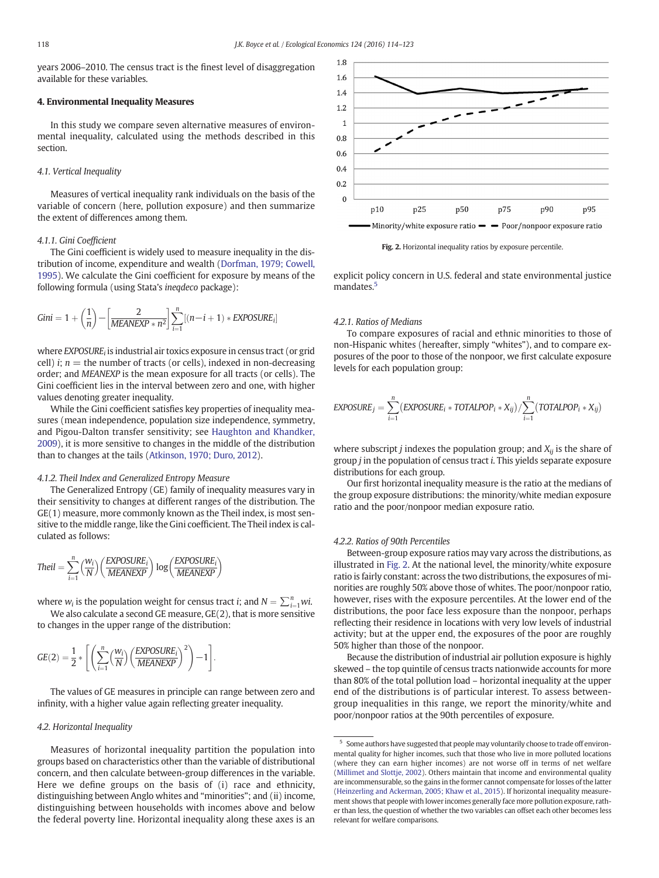years 2006–2010. The census tract is the finest level of disaggregation available for these variables.

## 4. Environmental Inequality Measures

In this study we compare seven alternative measures of environmental inequality, calculated using the methods described in this section.

### 4.1. Vertical Inequality

Measures of vertical inequality rank individuals on the basis of the variable of concern (here, pollution exposure) and then summarize the extent of differences among them.

#### 4.1.1. Gini Coefficient

The Gini coefficient is widely used to measure inequality in the distribution of income, expenditure and wealth (Dorfman, 1979; Cowell, 1995). We calculate the Gini coefficient for exposure by means of the following formula (using Stata's *ineqdeco* package):

$$Gini = 1 + \left(\frac{1}{n}\right) - \left[\frac{2}{MEANEXP * n^2}\right] \sum_{i=1}^{n} [(n-i+1) * EXPOSURE_i]$$

where $EXPOSURE_i$ is industrial air toxics exposure in census tract (or grid cell) $i$; $n$ = the number of tracts (or cells), indexed in non-decreasing order; and *MEANEXP* is the mean exposure for all tracts (or cells). The Gini coefficient lies in the interval between zero and one, with higher values denoting greater inequality.

While the Gini coefficient satisfies key properties of inequality measures (mean independence, population size independence, symmetry, and Pigou-Dalton transfer sensitivity; see Haughton and Khandker, 2009), it is more sensitive to changes in the middle of the distribution than to changes at the tails (Atkinson, 1970; Duro, 2012).

#### 4.1.2. Theil Index and Generalized Entropy Measure

The Generalized Entropy (GE) family of inequality measures vary in their sensitivity to changes at different ranges of the distribution. The GE(1) measure, more commonly known as the Theil index, is most sensitive to the middle range, like the Gini coefficient. The Theil index is calculated as follows:

$$Theil = \sum_{i=1}^{n} \left(\frac{w_i}{N}\right) \left(\frac{EXPOSURE_i}{MEANEXP}\right) \log\left(\frac{EXPOSURE_i}{MEANEXP}\right)$$

where $w_i$ is the population weight for census tract $i$; and $N = \sum_{i=1}^{n} wi$.

We also calculate a second GE measure, GE(2), that is more sensitive to changes in the upper range of the distribution:

$$GE(2) = \frac{1}{2} * \left[\left(\sum_{i=1}^{n} \left(\frac{w_i}{N}\right) \left(\frac{EXPOSURE_i}{MEANEXP}\right)^2\right) - 1\right].$$

The values of GE measures in principle can range between zero and infinity, with a higher value again reflecting greater inequality.

### 4.2. Horizontal Inequality

Measures of horizontal inequality partition the population into groups based on characteristics other than the variable of distributional concern, and then calculate between-group differences in the variable. Here we define groups on the basis of (i) race and ethnicity, distinguishing between Anglo whites and "minorities"; and (ii) income, distinguishing between households with incomes above and below the federal poverty line. Horizontal inequality along these axes is an explicit policy concern in U.S. federal and state environmental justice mandates.[5]

Fig. 2. Horizontal inequality ratios by exposure percentile.

#### 4.2.1. Ratios of Medians

To compare exposures of racial and ethnic minorities to those of non-Hispanic whites (hereafter, simply "whites"), and to compare exposures of the poor to those of the nonpoor, we first calculate exposure levels for each population group:

$$EXPOSURE_j = \sum_{i=1}^{n} (EXPOSURE_i * TOTALPOP_i * X_{ij}) / \sum_{i=1}^{n} (TOTALPOP_i * X_{ij})$$

where subscript $j$ indexes the population group; and $X_{ij}$ is the share of group $j$ in the population of census tract $i$. This yields separate exposure distributions for each group.

Our first horizontal inequality measure is the ratio at the medians of the group exposure distributions: the minority/white median exposure ratio and the poor/nonpoor median exposure ratio.

#### 4.2.2. Ratios of 90th Percentiles

Between-group exposure ratios may vary across the distributions, as illustrated in Fig. 2. At the national level, the minority/white exposure ratio is fairly constant: across the two distributions, the exposures of minorities are roughly 50% above those of whites. The poor/nonpoor ratio, however, rises with the exposure percentiles. At the lower end of the distributions, the poor face less exposure than the nonpoor, perhaps reflecting their residence in locations with very low levels of industrial activity; but at the upper end, the exposures of the poor are roughly 50% higher than those of the nonpoor.

Because the distribution of industrial air pollution exposure is highly skewed – the top quintile of census tracts nationwide accounts for more than 80% of the total pollution load – horizontal inequality at the upper end of the distributions is of particular interest. To assess between-group inequalities in this range, we report the minority/white and poor/nonpoor ratios at the 90th percentiles of exposure.

---

[5] Some authors have suggested that people may voluntarily choose to trade off environmental quality for higher incomes, such that those who live in more polluted locations (where they can earn higher incomes) are not worse off in terms of net welfare (Millimet and Slottje, 2002). Others maintain that income and environmental quality are incommensurable, so the gains in the former cannot compensate for losses of the latter (Heinzerling and Ackerman, 2005; Khaw et al., 2015). If horizontal inequality measurement shows that people with lower incomes generally face more pollution exposure, rather than less, the question of whether the two variables can offset each other becomes less relevant for welfare comparisons.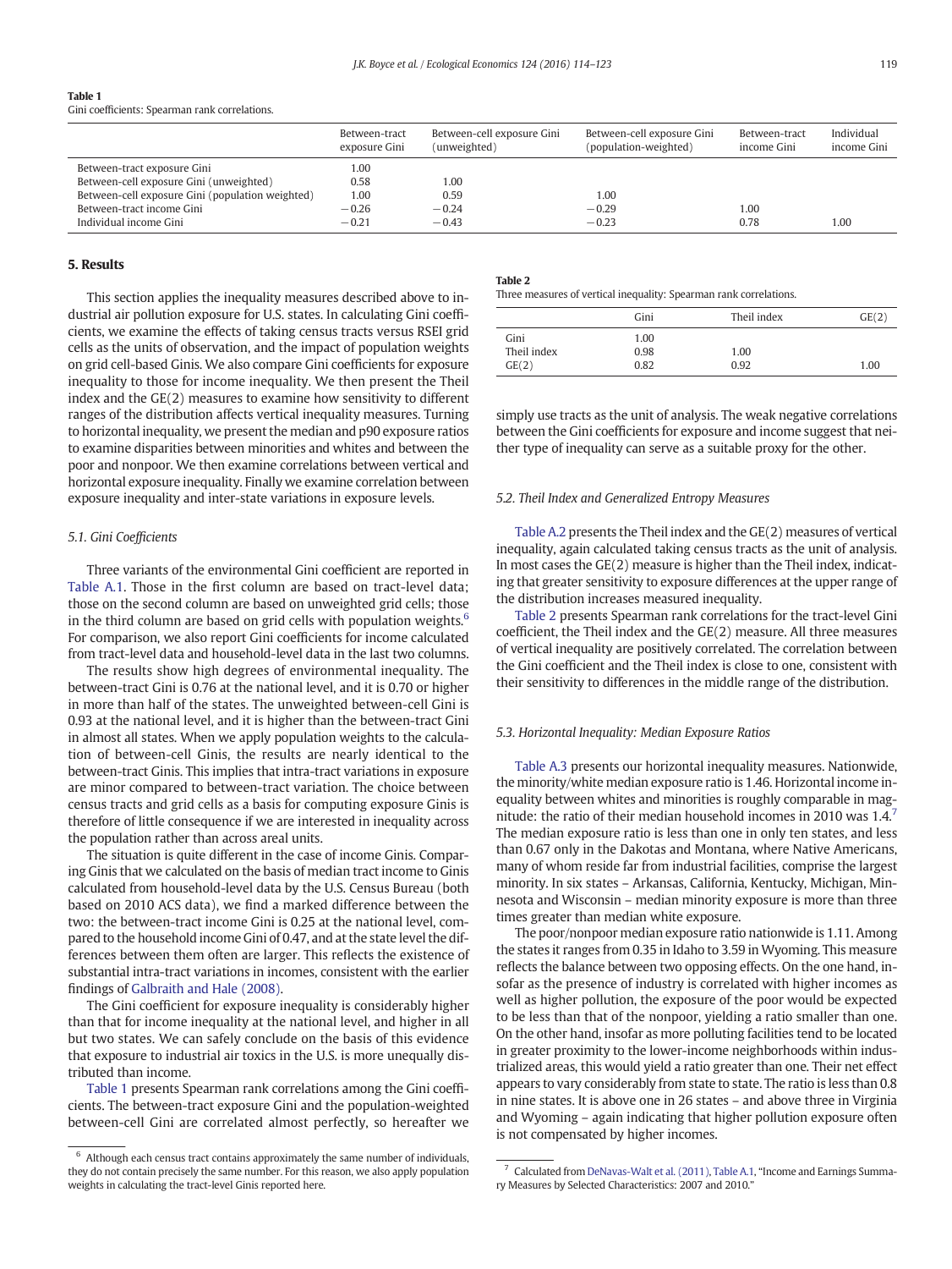**Table 1**
Gini coefficients: Spearman rank correlations.

| | Between-tract exposure Gini | Between-cell exposure Gini (unweighted) | Between-cell exposure Gini (population-weighted) | Between-tract income Gini | Individual income Gini |
|---|---|---|---|---|---|
| Between-tract exposure Gini | 1.00 | | | | |
| Between-cell exposure Gini (unweighted) | 0.58 | 1.00 | | | |
| Between-cell exposure Gini (population weighted) | 1.00 | 0.59 | 1.00 | | |
| Between-tract income Gini | −0.26 | −0.24 | −0.29 | 1.00 | |
| Individual income Gini | −0.21 | −0.43 | −0.23 | 0.78 | 1.00 |

## 5. Results

This section applies the inequality measures described above to industrial air pollution exposure for U.S. states. In calculating Gini coefficients, we examine the effects of taking census tracts versus RSEI grid cells as the units of observation, and the impact of population weights on grid cell-based Ginis. We also compare Gini coefficients for exposure inequality to those for income inequality. We then present the Theil index and the GE(2) measures to examine how sensitivity to different ranges of the distribution affects vertical inequality measures. Turning to horizontal inequality, we present the median and p90 exposure ratios to examine disparities between minorities and whites and between the poor and nonpoor. We then examine correlations between vertical and horizontal exposure inequality. Finally we examine correlation between exposure inequality and inter-state variations in exposure levels.

### 5.1. Gini Coefficients

Three variants of the environmental Gini coefficient are reported in Table A.1. Those in the first column are based on tract-level data; those on the second column are based on unweighted grid cells; those in the third column are based on grid cells with population weights.[6] For comparison, we also report Gini coefficients for income calculated from tract-level data and household-level data in the last two columns.

The results show high degrees of environmental inequality. The between-tract Gini is 0.76 at the national level, and it is 0.70 or higher in more than half of the states. The unweighted between-cell Gini is 0.93 at the national level, and it is higher than the between-tract Gini in almost all states. When we apply population weights to the calculation of between-cell Ginis, the results are nearly identical to the between-tract Ginis. This implies that intra-tract variations in exposure are minor compared to between-tract variation. The choice between census tracts and grid cells as a basis for computing exposure Ginis is therefore of little consequence if we are interested in inequality across the population rather than across areal units.

The situation is quite different in the case of income Ginis. Comparing Ginis that we calculated on the basis of median tract income to Ginis calculated from household-level data by the U.S. Census Bureau (both based on 2010 ACS data), we find a marked difference between the two: the between-tract income Gini is 0.25 at the national level, compared to the household income Gini of 0.47, and at the state level the differences between them often are larger. This reflects the existence of substantial intra-tract variations in incomes, consistent with the earlier findings of Galbraith and Hale (2008).

The Gini coefficient for exposure inequality is considerably higher than that for income inequality at the national level, and higher in all but two states. We can safely conclude on the basis of this evidence that exposure to industrial air toxics in the U.S. is more unequally distributed than income.

Table 1 presents Spearman rank correlations among the Gini coefficients. The between-tract exposure Gini and the population-weighted between-cell Gini are correlated almost perfectly, so hereafter we simply use tracts as the unit of analysis. The weak negative correlations between the Gini coefficients for exposure and income suggest that neither type of inequality can serve as a suitable proxy for the other.

[6] Although each census tract contains approximately the same number of individuals, they do not contain precisely the same number. For this reason, we also apply population weights in calculating the tract-level Ginis reported here.

**Table 2**
Three measures of vertical inequality: Spearman rank correlations.

| | Gini | Theil index | GE(2) |
|---|---|---|---|
| Gini | 1.00 | | |
| Theil index | 0.98 | 1.00 | |
| GE(2) | 0.82 | 0.92 | 1.00 |

### 5.2. Theil Index and Generalized Entropy Measures

Table A.2 presents the Theil index and the GE(2) measures of vertical inequality, again calculated taking census tracts as the unit of analysis. In most cases the GE(2) measure is higher than the Theil index, indicating that greater sensitivity to exposure differences at the upper range of the distribution increases measured inequality.

Table 2 presents Spearman rank correlations for the tract-level Gini coefficient, the Theil index and the GE(2) measure. All three measures of vertical inequality are positively correlated. The correlation between the Gini coefficient and the Theil index is close to one, consistent with their sensitivity to differences in the middle range of the distribution.

### 5.3. Horizontal Inequality: Median Exposure Ratios

Table A.3 presents our horizontal inequality measures. Nationwide, the minority/white median exposure ratio is 1.46. Horizontal income inequality between whites and minorities is roughly comparable in magnitude: the ratio of their median household incomes in 2010 was 1.4.[7] The median exposure ratio is less than one in only ten states, and less than 0.67 only in the Dakotas and Montana, where Native Americans, many of whom reside far from industrial facilities, comprise the largest minority. In six states – Arkansas, California, Kentucky, Michigan, Minnesota and Wisconsin – median minority exposure is more than three times greater than median white exposure.

The poor/nonpoor median exposure ratio nationwide is 1.11. Among the states it ranges from 0.35 in Idaho to 3.59 in Wyoming. This measure reflects the balance between two opposing effects. On the one hand, insofar as the presence of industry is correlated with higher incomes as well as higher pollution, the exposure of the poor would be expected to be less than that of the nonpoor, yielding a ratio smaller than one. On the other hand, insofar as more polluting facilities tend to be located in greater proximity to the lower-income neighborhoods within industrialized areas, this would yield a ratio greater than one. Their net effect appears to vary considerably from state to state. The ratio is less than 0.8 in nine states. It is above one in 26 states – and above three in Virginia and Wyoming – again indicating that higher pollution exposure often is not compensated by higher incomes.

[7] Calculated from DeNavas-Walt et al. (2011), Table A.1, "Income and Earnings Summary Measures by Selected Characteristics: 2007 and 2010."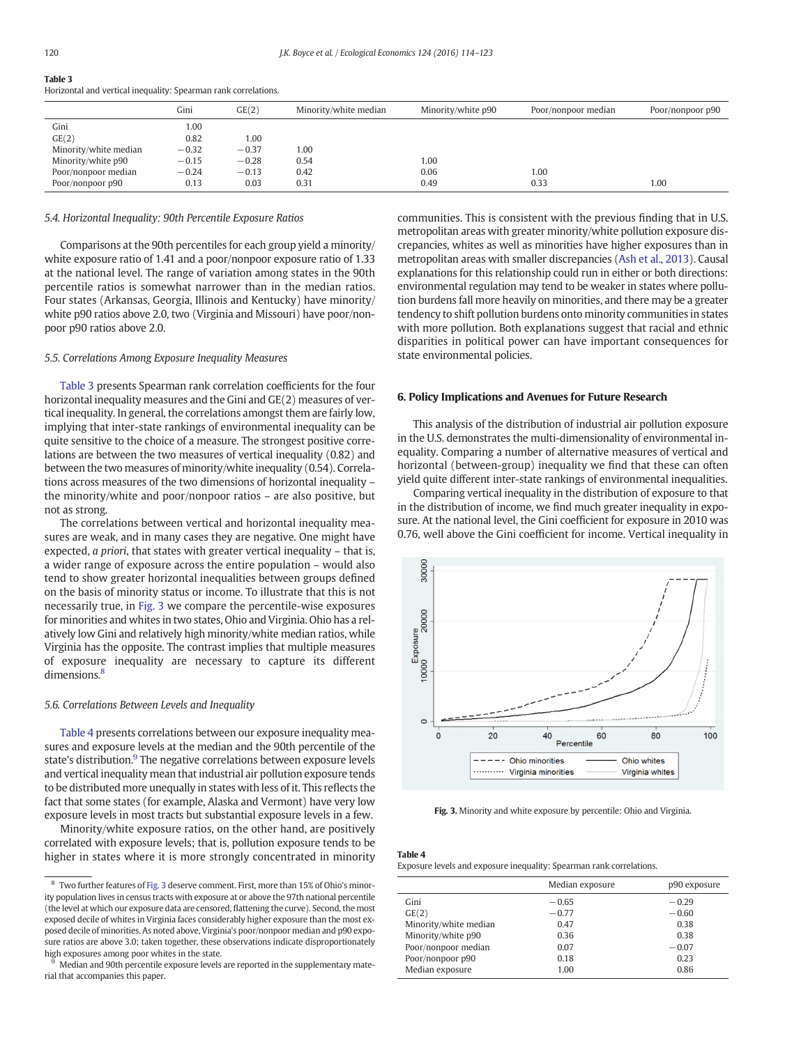**Table 3**
Horizontal and vertical inequality: Spearman rank correlations.

| | Gini | GE(2) | Minority/white median | Minority/white p90 | Poor/nonpoor median | Poor/nonpoor p90 |
|---|---|---|---|---|---|---|
| Gini | 1.00 | | | | | |
| GE(2) | 0.82 | 1.00 | | | | |
| Minority/white median | −0.32 | −0.37 | 1.00 | | | |
| Minority/white p90 | −0.15 | −0.28 | 0.54 | 1.00 | | |
| Poor/nonpoor median | −0.24 | −0.13 | 0.42 | 0.06 | 1.00 | |
| Poor/nonpoor p90 | 0.13 | 0.03 | 0.31 | 0.49 | 0.33 | 1.00 |

### 5.4. Horizontal Inequality: 90th Percentile Exposure Ratios

Comparisons at the 90th percentiles for each group yield a minority/white exposure ratio of 1.41 and a poor/nonpoor exposure ratio of 1.33 at the national level. The range of variation among states in the 90th percentile ratios is somewhat narrower than in the median ratios. Four states (Arkansas, Georgia, Illinois and Kentucky) have minority/white p90 ratios above 2.0, two (Virginia and Missouri) have poor/nonpoor p90 ratios above 2.0.

### 5.5. Correlations Among Exposure Inequality Measures

Table 3 presents Spearman rank correlation coefficients for the four horizontal inequality measures and the Gini and GE(2) measures of vertical inequality. In general, the correlations amongst them are fairly low, implying that inter-state rankings of environmental inequality can be quite sensitive to the choice of a measure. The strongest positive correlations are between the two measures of vertical inequality (0.82) and between the two measures of minority/white inequality (0.54). Correlations across measures of the two dimensions of horizontal inequality – the minority/white and poor/nonpoor ratios – are also positive, but not as strong.

The correlations between vertical and horizontal inequality measures are weak, and in many cases they are negative. One might have expected, *a priori*, that states with greater vertical inequality – that is, a wider range of exposure across the entire population – would also tend to show greater horizontal inequalities between groups defined on the basis of minority status or income. To illustrate that this is not necessarily true, in Fig. 3 we compare the percentile-wise exposures for minorities and whites in two states, Ohio and Virginia. Ohio has a relatively low Gini and relatively high minority/white median ratios, while Virginia has the opposite. The contrast implies that multiple measures of exposure inequality are necessary to capture its different dimensions.[8]

### 5.6. Correlations Between Levels and Inequality

Table 4 presents correlations between our exposure inequality measures and exposure levels at the median and the 90th percentile of the state's distribution.[9] The negative correlations between exposure levels and vertical inequality mean that industrial air pollution exposure tends to be distributed more unequally in states with less of it. This reflects the fact that some states (for example, Alaska and Vermont) have very low exposure levels in most tracts but substantial exposure levels in a few.

Minority/white exposure ratios, on the other hand, are positively correlated with exposure levels; that is, pollution exposure tends to be higher in states where it is more strongly concentrated in minority communities. This is consistent with the previous finding that in U.S. metropolitan areas with greater minority/white pollution exposure discrepancies, whites as well as minorities have higher exposures than in metropolitan areas with smaller discrepancies (Ash et al., 2013). Causal explanations for this relationship could run in either or both directions: environmental regulation may tend to be weaker in states where pollution burdens fall more heavily on minorities, and there may be a greater tendency to shift pollution burdens onto minority communities in states with more pollution. Both explanations suggest that racial and ethnic disparities in political power can have important consequences for state environmental policies.

## 6. Policy Implications and Avenues for Future Research

This analysis of the distribution of industrial air pollution exposure in the U.S. demonstrates the multi-dimensionality of environmental inequality. Comparing a number of alternative measures of vertical and horizontal (between-group) inequality we find that these can often yield quite different inter-state rankings of environmental inequalities.

Comparing vertical inequality in the distribution of exposure to that in the distribution of income, we find much greater inequality in exposure. At the national level, the Gini coefficient for exposure in 2010 was 0.76, well above the Gini coefficient for income. Vertical inequality in

**Fig. 3.** Minority and white exposure by percentile: Ohio and Virginia.

**Table 4**
Exposure levels and exposure inequality: Spearman rank correlations.

| | Median exposure | p90 exposure |
|---|---|---|
| Gini | −0.65 | −0.29 |
| GE(2) | −0.77 | −0.60 |
| Minority/white median | 0.47 | 0.38 |
| Minority/white p90 | 0.36 | 0.38 |
| Poor/nonpoor median | 0.07 | −0.07 |
| Poor/nonpoor p90 | 0.18 | 0.23 |
| Median exposure | 1.00 | 0.86 |

[8] Two further features of Fig. 3 deserve comment. First, more than 15% of Ohio's minority population lives in census tracts with exposure at or above the 97th national percentile (the level at which our exposure data are censored, flattening the curve). Second, the most exposed decile of whites in Virginia faces considerably higher exposure than the most exposed decile of minorities. As noted above, Virginia's poor/nonpoor median and p90 exposure ratios are above 3.0; taken together, these observations indicate disproportionately high exposures among poor whites in the state.

[9] Median and 90th percentile exposure levels are reported in the supplementary material that accompanies this paper.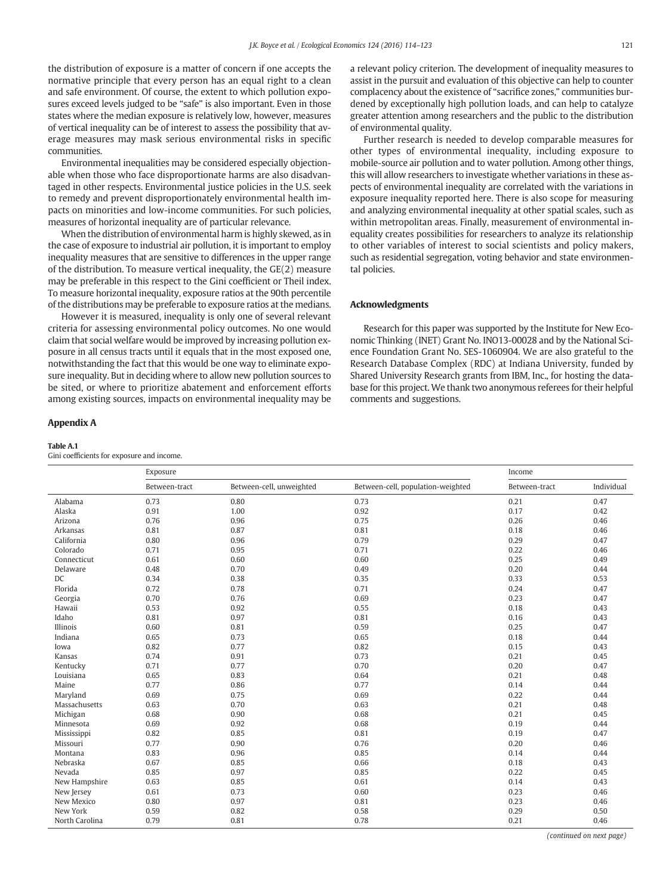the distribution of exposure is a matter of concern if one accepts the normative principle that every person has an equal right to a clean and safe environment. Of course, the extent to which pollution exposures exceed levels judged to be "safe" is also important. Even in those states where the median exposure is relatively low, however, measures of vertical inequality can be of interest to assess the possibility that average measures may mask serious environmental risks in specific communities.

Environmental inequalities may be considered especially objectionable when those who face disproportionate harms are also disadvantaged in other respects. Environmental justice policies in the U.S. seek to remedy and prevent disproportionately environmental health impacts on minorities and low-income communities. For such policies, measures of horizontal inequality are of particular relevance.

When the distribution of environmental harm is highly skewed, as in the case of exposure to industrial air pollution, it is important to employ inequality measures that are sensitive to differences in the upper range of the distribution. To measure vertical inequality, the GE(2) measure may be preferable in this respect to the Gini coefficient or Theil index. To measure horizontal inequality, exposure ratios at the 90th percentile of the distributions may be preferable to exposure ratios at the medians.

However it is measured, inequality is only one of several relevant criteria for assessing environmental policy outcomes. No one would claim that social welfare would be improved by increasing pollution exposure in all census tracts until it equals that in the most exposed one, notwithstanding the fact that this would be one way to eliminate exposure inequality. But in deciding where to allow new pollution sources to be sited, or where to prioritize abatement and enforcement efforts among existing sources, impacts on environmental inequality may be a relevant policy criterion. The development of inequality measures to assist in the pursuit and evaluation of this objective can help to counter complacency about the existence of "sacrifice zones," communities burdened by exceptionally high pollution loads, and can help to catalyze greater attention among researchers and the public to the distribution of environmental quality.

Further research is needed to develop comparable measures for other types of environmental inequality, including exposure to mobile-source air pollution and to water pollution. Among other things, this will allow researchers to investigate whether variations in these aspects of environmental inequality are correlated with the variations in exposure inequality reported here. There is also scope for measuring and analyzing environmental inequality at other spatial scales, such as within metropolitan areas. Finally, measurement of environmental inequality creates possibilities for researchers to analyze its relationship to other variables of interest to social scientists and policy makers, such as residential segregation, voting behavior and state environmental policies.

## Acknowledgments

Research for this paper was supported by the Institute for New Economic Thinking (INET) Grant No. INO13-00028 and by the National Science Foundation Grant No. SES-1060904. We are also grateful to the Research Database Complex (RDC) at Indiana University, funded by Shared University Research grants from IBM, Inc., for hosting the database for this project. We thank two anonymous referees for their helpful comments and suggestions.

## Appendix A

**Table A.1**
Gini coefficients for exposure and income.

| | Exposure | | | Income | |
|---|---|---|---|---|---|
| | Between-tract | Between-cell, unweighted | Between-cell, population-weighted | Between-tract | Individual |
| Alabama | 0.73 | 0.80 | 0.73 | 0.21 | 0.47 |
| Alaska | 0.91 | 1.00 | 0.92 | 0.17 | 0.42 |
| Arizona | 0.76 | 0.96 | 0.75 | 0.26 | 0.46 |
| Arkansas | 0.81 | 0.87 | 0.81 | 0.18 | 0.46 |
| California | 0.80 | 0.96 | 0.79 | 0.29 | 0.47 |
| Colorado | 0.71 | 0.95 | 0.71 | 0.22 | 0.46 |
| Connecticut | 0.61 | 0.60 | 0.60 | 0.25 | 0.49 |
| Delaware | 0.48 | 0.70 | 0.49 | 0.20 | 0.44 |
| DC | 0.34 | 0.38 | 0.35 | 0.33 | 0.53 |
| Florida | 0.72 | 0.78 | 0.71 | 0.24 | 0.47 |
| Georgia | 0.70 | 0.76 | 0.69 | 0.23 | 0.47 |
| Hawaii | 0.53 | 0.92 | 0.55 | 0.18 | 0.43 |
| Idaho | 0.81 | 0.97 | 0.81 | 0.16 | 0.43 |
| Illinois | 0.60 | 0.81 | 0.59 | 0.25 | 0.47 |
| Indiana | 0.65 | 0.73 | 0.65 | 0.18 | 0.44 |
| Iowa | 0.82 | 0.77 | 0.82 | 0.15 | 0.43 |
| Kansas | 0.74 | 0.91 | 0.73 | 0.21 | 0.45 |
| Kentucky | 0.71 | 0.77 | 0.70 | 0.20 | 0.47 |
| Louisiana | 0.65 | 0.83 | 0.64 | 0.21 | 0.48 |
| Maine | 0.77 | 0.86 | 0.77 | 0.14 | 0.44 |
| Maryland | 0.69 | 0.75 | 0.69 | 0.22 | 0.44 |
| Massachusetts | 0.63 | 0.70 | 0.63 | 0.21 | 0.48 |
| Michigan | 0.68 | 0.90 | 0.68 | 0.21 | 0.45 |
| Minnesota | 0.69 | 0.92 | 0.68 | 0.19 | 0.44 |
| Mississippi | 0.82 | 0.85 | 0.81 | 0.19 | 0.47 |
| Missouri | 0.77 | 0.90 | 0.76 | 0.20 | 0.46 |
| Montana | 0.83 | 0.96 | 0.85 | 0.14 | 0.44 |
| Nebraska | 0.67 | 0.85 | 0.66 | 0.18 | 0.43 |
| Nevada | 0.85 | 0.97 | 0.85 | 0.22 | 0.45 |
| New Hampshire | 0.63 | 0.85 | 0.61 | 0.14 | 0.43 |
| New Jersey | 0.61 | 0.73 | 0.60 | 0.23 | 0.46 |
| New Mexico | 0.80 | 0.97 | 0.81 | 0.23 | 0.46 |
| New York | 0.59 | 0.82 | 0.58 | 0.29 | 0.50 |
| North Carolina | 0.79 | 0.81 | 0.78 | 0.21 | 0.46 |

*(continued on next page)*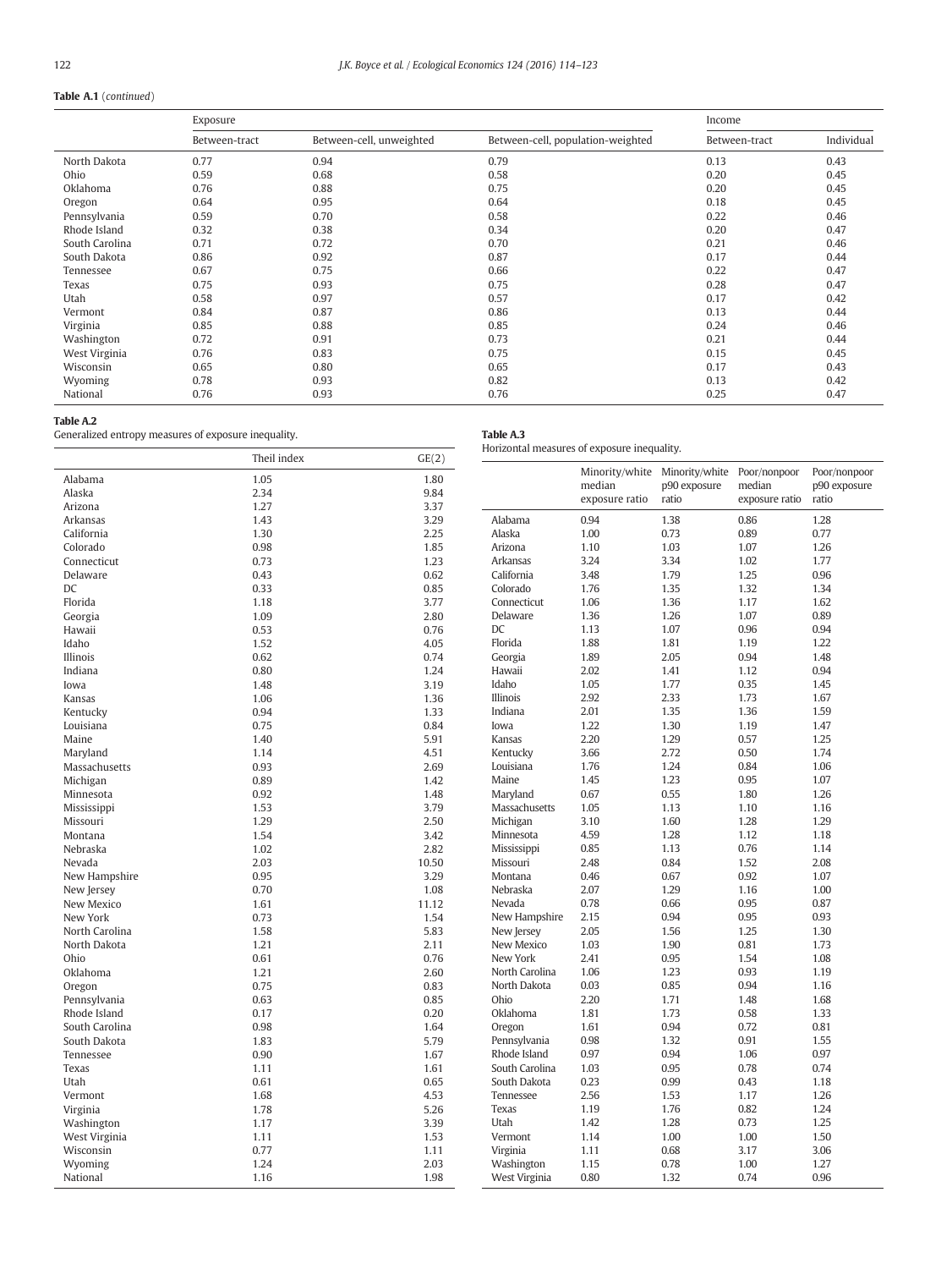**Table A.1** (*continued*)

| | Exposure | | | Income | |
|---|---|---|---|---|---|
| | Between-tract | Between-cell, unweighted | Between-cell, population-weighted | Between-tract | Individual |
| North Dakota | 0.77 | 0.94 | 0.79 | 0.13 | 0.43 |
| Ohio | 0.59 | 0.68 | 0.58 | 0.20 | 0.45 |
| Oklahoma | 0.76 | 0.88 | 0.75 | 0.20 | 0.45 |
| Oregon | 0.64 | 0.95 | 0.64 | 0.18 | 0.45 |
| Pennsylvania | 0.59 | 0.70 | 0.58 | 0.22 | 0.46 |
| Rhode Island | 0.32 | 0.38 | 0.34 | 0.20 | 0.47 |
| South Carolina | 0.71 | 0.72 | 0.70 | 0.21 | 0.46 |
| South Dakota | 0.86 | 0.92 | 0.87 | 0.17 | 0.44 |
| Tennessee | 0.67 | 0.75 | 0.66 | 0.22 | 0.47 |
| Texas | 0.75 | 0.93 | 0.75 | 0.28 | 0.47 |
| Utah | 0.58 | 0.97 | 0.57 | 0.17 | 0.42 |
| Vermont | 0.84 | 0.87 | 0.86 | 0.13 | 0.44 |
| Virginia | 0.85 | 0.88 | 0.85 | 0.24 | 0.46 |
| Washington | 0.72 | 0.91 | 0.73 | 0.21 | 0.44 |
| West Virginia | 0.76 | 0.83 | 0.75 | 0.15 | 0.45 |
| Wisconsin | 0.65 | 0.80 | 0.65 | 0.17 | 0.43 |
| Wyoming | 0.78 | 0.93 | 0.82 | 0.13 | 0.42 |
| National | 0.76 | 0.93 | 0.76 | 0.25 | 0.47 |

**Table A.2**
Generalized entropy measures of exposure inequality.

| | Theil index | GE(2) |
|---|---|---|
| Alabama | 1.05 | 1.80 |
| Alaska | 2.34 | 9.84 |
| Arizona | 1.27 | 3.37 |
| Arkansas | 1.43 | 3.29 |
| California | 1.30 | 2.25 |
| Colorado | 0.98 | 1.85 |
| Connecticut | 0.73 | 1.23 |
| Delaware | 0.43 | 0.62 |
| DC | 0.33 | 0.85 |
| Florida | 1.18 | 3.77 |
| Georgia | 1.09 | 2.80 |
| Hawaii | 0.53 | 0.76 |
| Idaho | 1.52 | 4.05 |
| Illinois | 0.62 | 0.74 |
| Indiana | 0.80 | 1.24 |
| Iowa | 1.48 | 3.19 |
| Kansas | 1.06 | 1.36 |
| Kentucky | 0.94 | 1.33 |
| Louisiana | 0.75 | 0.84 |
| Maine | 1.40 | 5.91 |
| Maryland | 1.14 | 4.51 |
| Massachusetts | 0.93 | 2.69 |
| Michigan | 0.89 | 1.42 |
| Minnesota | 0.92 | 1.48 |
| Mississippi | 1.53 | 3.79 |
| Missouri | 1.29 | 2.50 |
| Montana | 1.54 | 3.42 |
| Nebraska | 1.02 | 2.82 |
| Nevada | 2.03 | 10.50 |
| New Hampshire | 0.95 | 3.29 |
| New Jersey | 0.70 | 1.08 |
| New Mexico | 1.61 | 11.12 |
| New York | 0.73 | 1.54 |
| North Carolina | 1.58 | 5.83 |
| North Dakota | 1.21 | 2.11 |
| Ohio | 0.61 | 0.76 |
| Oklahoma | 1.21 | 2.60 |
| Oregon | 0.75 | 0.83 |
| Pennsylvania | 0.63 | 0.85 |
| Rhode Island | 0.17 | 0.20 |
| South Carolina | 0.98 | 1.64 |
| South Dakota | 1.83 | 5.79 |
| Tennessee | 0.90 | 1.67 |
| Texas | 1.11 | 1.61 |
| Utah | 0.61 | 0.65 |
| Vermont | 1.68 | 4.53 |
| Virginia | 1.78 | 5.26 |
| Washington | 1.17 | 3.39 |
| West Virginia | 1.11 | 1.53 |
| Wisconsin | 0.77 | 1.11 |
| Wyoming | 1.24 | 2.03 |
| National | 1.16 | 1.98 |

**Table A.3**
Horizontal measures of exposure inequality.

| | Minority/white median exposure ratio | Minority/white p90 exposure ratio | Poor/nonpoor median exposure ratio | Poor/nonpoor p90 exposure ratio |
|---|---|---|---|---|
| Alabama | 0.94 | 1.38 | 0.86 | 1.28 |
| Alaska | 1.00 | 0.73 | 0.89 | 0.77 |
| Arizona | 1.10 | 1.03 | 1.07 | 1.26 |
| Arkansas | 3.24 | 3.34 | 1.02 | 1.77 |
| California | 3.48 | 1.79 | 1.25 | 0.96 |
| Colorado | 1.76 | 1.35 | 1.32 | 1.34 |
| Connecticut | 1.06 | 1.36 | 1.17 | 1.62 |
| Delaware | 1.36 | 1.26 | 1.07 | 0.89 |
| DC | 1.13 | 1.07 | 0.96 | 0.94 |
| Florida | 1.88 | 1.81 | 1.19 | 1.22 |
| Georgia | 1.89 | 2.05 | 0.94 | 1.48 |
| Hawaii | 2.02 | 1.41 | 1.12 | 0.94 |
| Idaho | 1.05 | 1.77 | 0.35 | 1.45 |
| Illinois | 2.92 | 2.33 | 1.73 | 1.67 |
| Indiana | 2.01 | 1.35 | 1.36 | 1.59 |
| Iowa | 1.22 | 1.30 | 1.19 | 1.47 |
| Kansas | 2.20 | 1.29 | 0.57 | 1.25 |
| Kentucky | 3.66 | 2.72 | 0.50 | 1.74 |
| Louisiana | 1.76 | 1.24 | 0.84 | 1.06 |
| Maine | 1.45 | 1.23 | 0.95 | 1.07 |
| Maryland | 0.67 | 0.55 | 1.80 | 1.26 |
| Massachusetts | 1.05 | 1.13 | 1.10 | 1.16 |
| Michigan | 3.10 | 1.60 | 1.28 | 1.29 |
| Minnesota | 4.59 | 1.28 | 1.12 | 1.18 |
| Mississippi | 0.85 | 1.13 | 0.76 | 1.14 |
| Missouri | 2.48 | 0.84 | 1.52 | 2.08 |
| Montana | 0.46 | 0.67 | 0.92 | 1.07 |
| Nebraska | 2.07 | 1.29 | 1.16 | 1.00 |
| Nevada | 0.78 | 0.66 | 0.95 | 0.87 |
| New Hampshire | 2.15 | 0.94 | 0.95 | 0.93 |
| New Jersey | 2.05 | 1.56 | 1.25 | 1.30 |
| New Mexico | 1.03 | 1.90 | 0.81 | 1.73 |
| New York | 2.41 | 0.95 | 1.54 | 1.08 |
| North Carolina | 1.06 | 1.23 | 0.93 | 1.19 |
| North Dakota | 0.03 | 0.85 | 0.94 | 1.16 |
| Ohio | 2.20 | 1.71 | 1.48 | 1.68 |
| Oklahoma | 1.81 | 1.73 | 0.58 | 1.33 |
| Oregon | 1.61 | 0.94 | 0.72 | 0.81 |
| Pennsylvania | 0.98 | 1.32 | 0.91 | 1.55 |
| Rhode Island | 0.97 | 0.94 | 1.06 | 0.97 |
| South Carolina | 1.03 | 0.95 | 0.78 | 0.74 |
| South Dakota | 0.23 | 0.99 | 0.43 | 1.18 |
| Tennessee | 2.56 | 1.53 | 1.17 | 1.26 |
| Texas | 1.19 | 1.76 | 0.82 | 1.24 |
| Utah | 1.42 | 1.28 | 0.73 | 1.25 |
| Vermont | 1.14 | 1.00 | 1.00 | 1.50 |
| Virginia | 1.11 | 0.68 | 3.17 | 3.06 |
| Washington | 1.15 | 0.78 | 1.00 | 1.27 |
| West Virginia | 0.80 | 1.32 | 0.74 | 0.96 |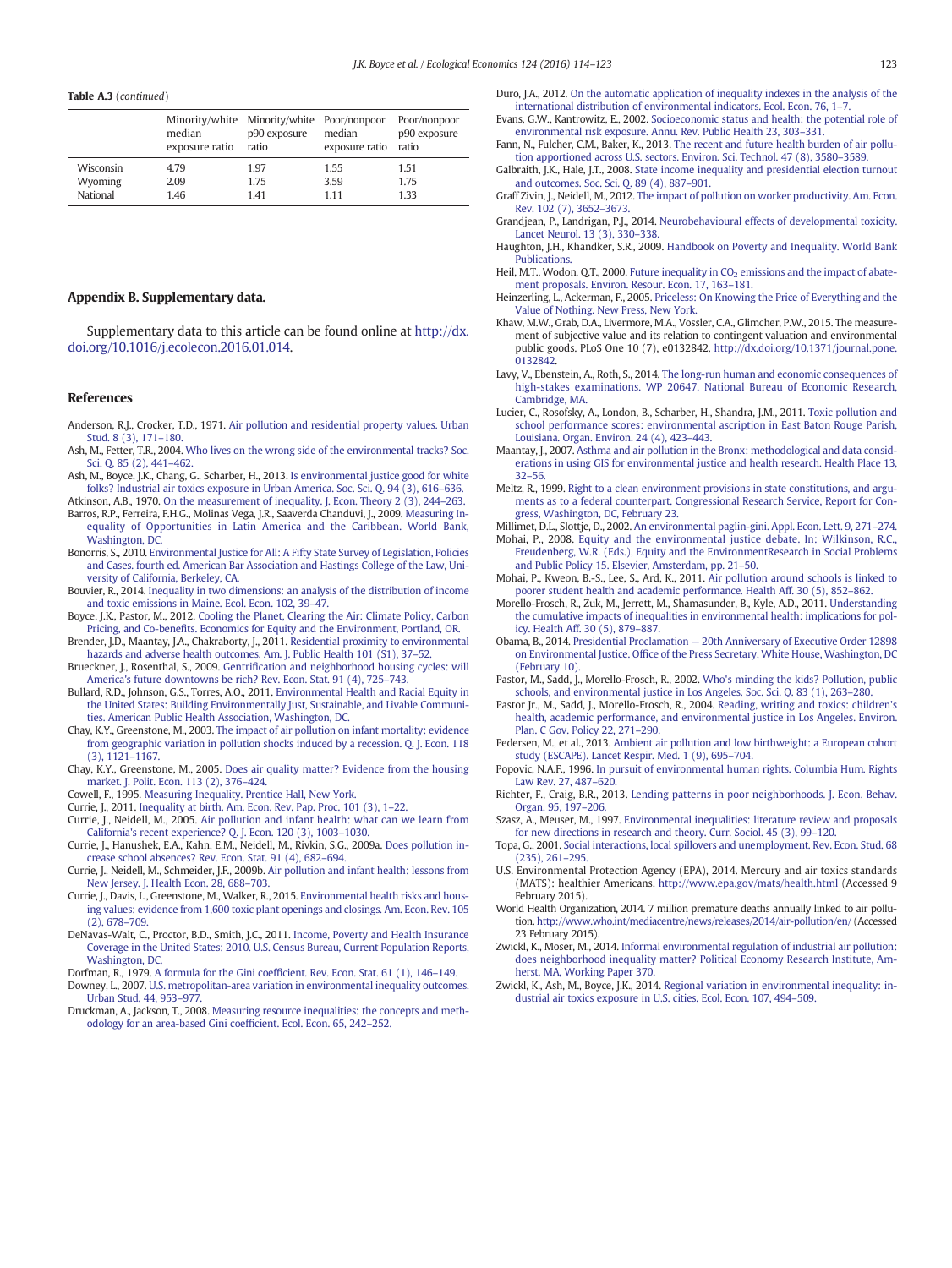**Table A.3** (*continued*)

| | Minority/white median exposure ratio | Minority/white p90 exposure ratio | Poor/nonpoor median exposure ratio | Poor/nonpoor p90 exposure ratio |
|---|---|---|---|---|
| Wisconsin | 4.79 | 1.97 | 1.55 | 1.51 |
| Wyoming | 2.09 | 1.75 | 3.59 | 1.75 |
| National | 1.46 | 1.41 | 1.11 | 1.33 |

## Appendix B. Supplementary data.

Supplementary data to this article can be found online at http://dx.doi.org/10.1016/j.ecolecon.2016.01.014.

## References

Anderson, R.J., Crocker, T.D., 1971. Air pollution and residential property values. Urban Stud. 8 (3), 171–180.

Ash, M., Fetter, T.R., 2004. Who lives on the wrong side of the environmental tracks? Soc. Sci. Q. 85 (2), 441–462.

Ash, M., Boyce, J.K., Chang, G., Scharber, H., 2013. Is environmental justice good for white folks? Industrial air toxics exposure in Urban America. Soc. Sci. Q. 94 (3), 616–636.

Atkinson, A.B., 1970. On the measurement of inequality. J. Econ. Theory 2 (3), 244–263.

Barros, R.P., Ferreira, F.H.G., Molinas Vega, J.R., Saaverda Chanduvi, J., 2009. Measuring Inequality of Opportunities in Latin America and the Caribbean. World Bank, Washington, DC.

Bonorris, S., 2010. Environmental Justice for All: A Fifty State Survey of Legislation, Policies and Cases. fourth ed. American Bar Association and Hastings College of the Law, University of California, Berkeley, CA.

Bouvier, R., 2014. Inequality in two dimensions: an analysis of the distribution of income and toxic emissions in Maine. Ecol. Econ. 102, 39–47.

Boyce, J.K., Pastor, M., 2012. Cooling the Planet, Clearing the Air: Climate Policy, Carbon Pricing, and Co-benefits. Economics for Equity and the Environment, Portland, OR.

Brender, J.D., Maantay, J.A., Chakraborty, J., 2011. Residential proximity to environmental hazards and adverse health outcomes. Am. J. Public Health 101 (S1), 37–52.

Brueckner, J., Rosenthal, S., 2009. Gentrification and neighborhood housing cycles: will America's future downtowns be rich? Rev. Econ. Stat. 91 (4), 725–743.

Bullard, R.D., Johnson, G.S., Torres, A.O., 2011. Environmental Health and Racial Equity in the United States: Building Environmentally Just, Sustainable, and Livable Communities. American Public Health Association, Washington, DC.

Chay, K.Y., Greenstone, M., 2003. The impact of air pollution on infant mortality: evidence from geographic variation in pollution shocks induced by a recession. Q. J. Econ. 118 (3), 1121–1167.

Chay, K.Y., Greenstone, M., 2005. Does air quality matter? Evidence from the housing market. J. Polit. Econ. 113 (2), 376–424.

Cowell, F., 1995. Measuring Inequality. Prentice Hall, New York.

Currie, J., 2011. Inequality at birth. Am. Econ. Rev. Pap. Proc. 101 (3), 1–22.

Currie, J., Neidell, M., 2005. Air pollution and infant health: what can we learn from California's recent experience? Q. J. Econ. 120 (3), 1003–1030.

Currie, J., Hanushek, E.A., Kahn, E.M., Neidell, M., Rivkin, S.G., 2009a. Does pollution increase school absences? Rev. Econ. Stat. 91 (4), 682–694.

Currie, J., Neidell, M., Schmeider, J.F., 2009b. Air pollution and infant health: lessons from New Jersey. J. Health Econ. 28, 688–703.

Currie, J., Davis, L., Greenstone, M., Walker, R., 2015. Environmental health risks and housing values: evidence from 1,600 toxic plant openings and closings. Am. Econ. Rev. 105 (2), 678–709.

DeNavas-Walt, C., Proctor, B.D., Smith, J.C., 2011. Income, Poverty and Health Insurance Coverage in the United States: 2010. U.S. Census Bureau, Current Population Reports, Washington, DC.

Dorfman, R., 1979. A formula for the Gini coefficient. Rev. Econ. Stat. 61 (1), 146–149.

Downey, L., 2007. U.S. metropolitan-area variation in environmental inequality outcomes. Urban Stud. 44, 953–977.

Druckman, A., Jackson, T., 2008. Measuring resource inequalities: the concepts and methodology for an area-based Gini coefficient. Ecol. Econ. 65, 242–252.

Duro, J.A., 2012. On the automatic application of inequality indexes in the analysis of the international distribution of environmental indicators. Ecol. Econ. 76, 1–7.

Evans, G.W., Kantrowitz, E., 2002. Socioeconomic status and health: the potential role of environmental risk exposure. Annu. Rev. Public Health 23, 303–331.

Fann, N., Fulcher, C.M., Baker, K., 2013. The recent and future health burden of air pollution apportioned across U.S. sectors. Environ. Sci. Technol. 47 (8), 3580–3589.

Galbraith, J.K., Hale, J.T., 2008. State income inequality and presidential election turnout and outcomes. Soc. Sci. Q. 89 (4), 887–901.

Graff Zivin, J., Neidell, M., 2012. The impact of pollution on worker productivity. Am. Econ. Rev. 102 (7), 3652–3673.

Grandjean, P., Landrigan, P.J., 2014. Neurobehavioural effects of developmental toxicity. Lancet Neurol. 13 (3), 330–338.

Haughton, J.H., Khandker, S.R., 2009. Handbook on Poverty and Inequality. World Bank Publications.

Heil, M.T., Wodon, Q.T., 2000. Future inequality in $CO_2$ emissions and the impact of abatement proposals. Environ. Resour. Econ. 17, 163–181.

Heinzerling, L., Ackerman, F., 2005. Priceless: On Knowing the Price of Everything and the Value of Nothing. New Press, New York.

Khaw, M.W., Grab, D.A., Livermore, M.A., Vossler, C.A., Glimcher, P.W., 2015. The measurement of subjective value and its relation to contingent valuation and environmental public goods. PLoS One 10 (7), e0132842. http://dx.doi.org/10.1371/journal.pone.0132842.

Lavy, V., Ebenstein, A., Roth, S., 2014. The long-run human and economic consequences of high-stakes examinations. WP 20647. National Bureau of Economic Research, Cambridge, MA.

Lucier, C., Rosofsky, A., London, B., Scharber, H., Shandra, J.M., 2011. Toxic pollution and school performance scores: environmental ascription in East Baton Rouge Parish, Louisiana. Organ. Environ. 24 (4), 423–443.

Maantay, J., 2007. Asthma and air pollution in the Bronx: methodological and data considerations in using GIS for environmental justice and health research. Health Place 13, 32–56.

Meltz, R., 1999. Right to a clean environment provisions in state constitutions, and arguments as to a federal counterpart. Congressional Research Service, Report for Congress, Washington, DC, February 23.

Millimet, D.L., Slottje, D., 2002. An environmental paglin-gini. Appl. Econ. Lett. 9, 271–274.

Mohai, P., 2008. Equity and the environmental justice debate. In: Wilkinson, R.C., Freudenberg, W.R. (Eds.), Equity and the EnvironmentResearch in Social Problems and Public Policy 15. Elsevier, Amsterdam, pp. 21–50.

Mohai, P., Kweon, B.-S., Lee, S., Ard, K., 2011. Air pollution around schools is linked to poorer student health and academic performance. Health Aff. 30 (5), 852–862.

Morello-Frosch, R., Zuk, M., Jerrett, M., Shamasunder, B., Kyle, A.D., 2011. Understanding the cumulative impacts of inequalities in environmental health: implications for policy. Health Aff. 30 (5), 879–887.

Obama, B., 2014. Presidential Proclamation — 20th Anniversary of Executive Order 12898 on Environmental Justice. Office of the Press Secretary, White House, Washington, DC (February 10).

Pastor, M., Sadd, J., Morello-Frosch, R., 2002. Who's minding the kids? Pollution, public schools, and environmental justice in Los Angeles. Soc. Sci. Q. 83 (1), 263–280.

Pastor Jr., M., Sadd, J., Morello-Frosch, R., 2004. Reading, writing and toxics: children's health, academic performance, and environmental justice in Los Angeles. Environ. Plan. C Gov. Policy 22, 271–290.

Pedersen, M., et al., 2013. Ambient air pollution and low birthweight: a European cohort study (ESCAPE). Lancet Respir. Med. 1 (9), 695–704.

Popovic, N.A.F., 1996. In pursuit of environmental human rights. Columbia Hum. Rights Law Rev. 27, 487–620.

Richter, F., Craig, B.R., 2013. Lending patterns in poor neighborhoods. J. Econ. Behav. Organ. 95, 197–206.

Szasz, A., Meuser, M., 1997. Environmental inequalities: literature review and proposals for new directions in research and theory. Curr. Sociol. 45 (3), 99–120.

Topa, G., 2001. Social interactions, local spillovers and unemployment. Rev. Econ. Stud. 68 (235), 261–295.

U.S. Environmental Protection Agency (EPA), 2014. Mercury and air toxics standards (MATS): healthier Americans. http://www.epa.gov/mats/health.html (Accessed 9 February 2015).

World Health Organization, 2014. 7 million premature deaths annually linked to air pollution. http://www.who.int/mediacentre/news/releases/2014/air-pollution/en/ (Accessed 23 February 2015).

Zwickl, K., Moser, M., 2014. Informal environmental regulation of industrial air pollution: does neighborhood inequality matter? Political Economy Research Institute, Amherst, MA, Working Paper 370.

Zwickl, K., Ash, M., Boyce, J.K., 2014. Regional variation in environmental inequality: industrial air toxics exposure in U.S. cities. Ecol. Econ. 107, 494–509.